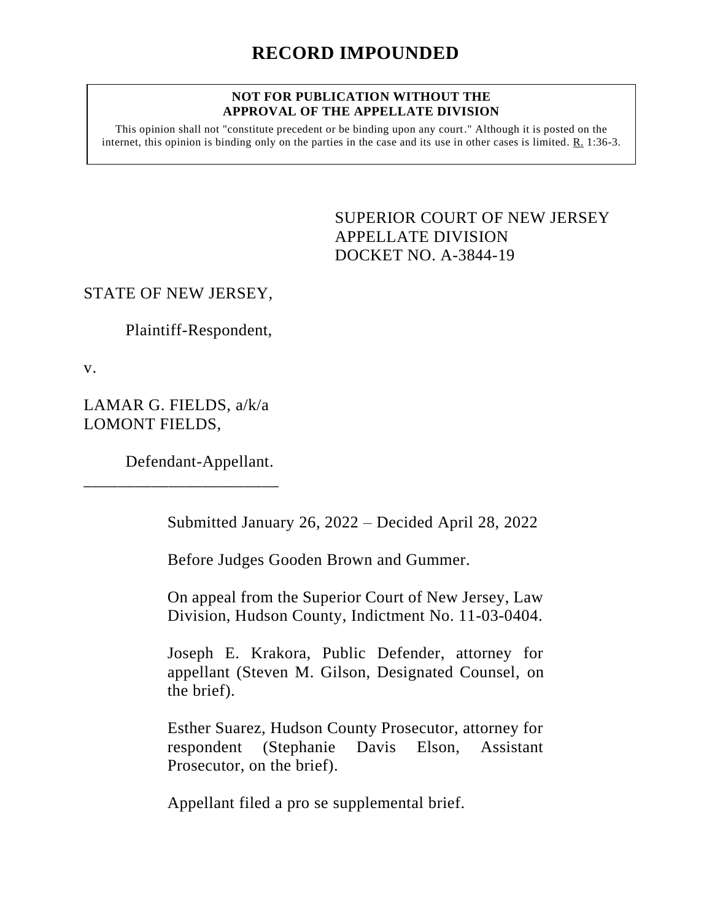# RECORD IMPOUNDED

**NOT FOR PUBLICATION WITHOUT THE APPROVAL OF THE APPELLATE DIVISION**

This opinion shall not "constitute precedent or be binding upon any court." Although it is posted on the internet, this opinion is binding only on the parties in the case and its use in other cases is limited. R. 1:36-3.

SUPERIOR COURT OF NEW JERSEY
APPELLATE DIVISION
DOCKET NO. A-3844-19

STATE OF NEW JERSEY,

Plaintiff-Respondent,

v.

LAMAR G. FIELDS, a/k/a LOMONT FIELDS,

Defendant-Appellant.

_______________________

Submitted January 26, 2022 – Decided April 28, 2022

Before Judges Gooden Brown and Gummer.

On appeal from the Superior Court of New Jersey, Law Division, Hudson County, Indictment No. 11-03-0404.

Joseph E. Krakora, Public Defender, attorney for appellant (Steven M. Gilson, Designated Counsel, on the brief).

Esther Suarez, Hudson County Prosecutor, attorney for respondent (Stephanie Davis Elson, Assistant Prosecutor, on the brief).

Appellant filed a pro se supplemental brief.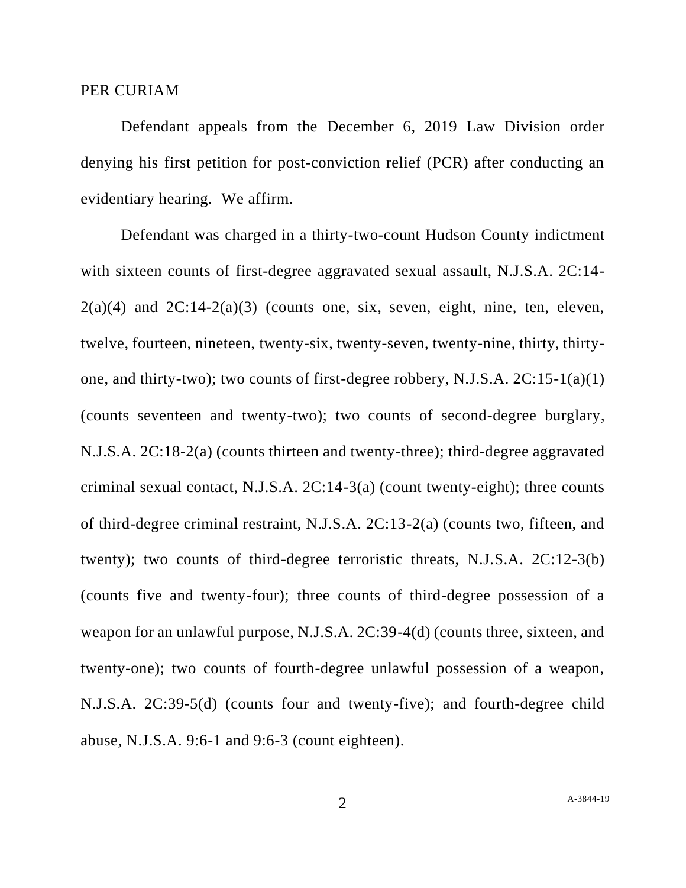PER CURIAM

Defendant appeals from the December 6, 2019 Law Division order denying his first petition for post-conviction relief (PCR) after conducting an evidentiary hearing. We affirm.

Defendant was charged in a thirty-two-count Hudson County indictment with sixteen counts of first-degree aggravated sexual assault, N.J.S.A. 2C:14-2(a)(4) and 2C:14-2(a)(3) (counts one, six, seven, eight, nine, ten, eleven, twelve, fourteen, nineteen, twenty-six, twenty-seven, twenty-nine, thirty, thirty-one, and thirty-two); two counts of first-degree robbery, N.J.S.A. 2C:15-1(a)(1) (counts seventeen and twenty-two); two counts of second-degree burglary, N.J.S.A. 2C:18-2(a) (counts thirteen and twenty-three); third-degree aggravated criminal sexual contact, N.J.S.A. 2C:14-3(a) (count twenty-eight); three counts of third-degree criminal restraint, N.J.S.A. 2C:13-2(a) (counts two, fifteen, and twenty); two counts of third-degree terroristic threats, N.J.S.A. 2C:12-3(b) (counts five and twenty-four); three counts of third-degree possession of a weapon for an unlawful purpose, N.J.S.A. 2C:39-4(d) (counts three, sixteen, and twenty-one); two counts of fourth-degree unlawful possession of a weapon, N.J.S.A. 2C:39-5(d) (counts four and twenty-five); and fourth-degree child abuse, N.J.S.A. 9:6-1 and 9:6-3 (count eighteen).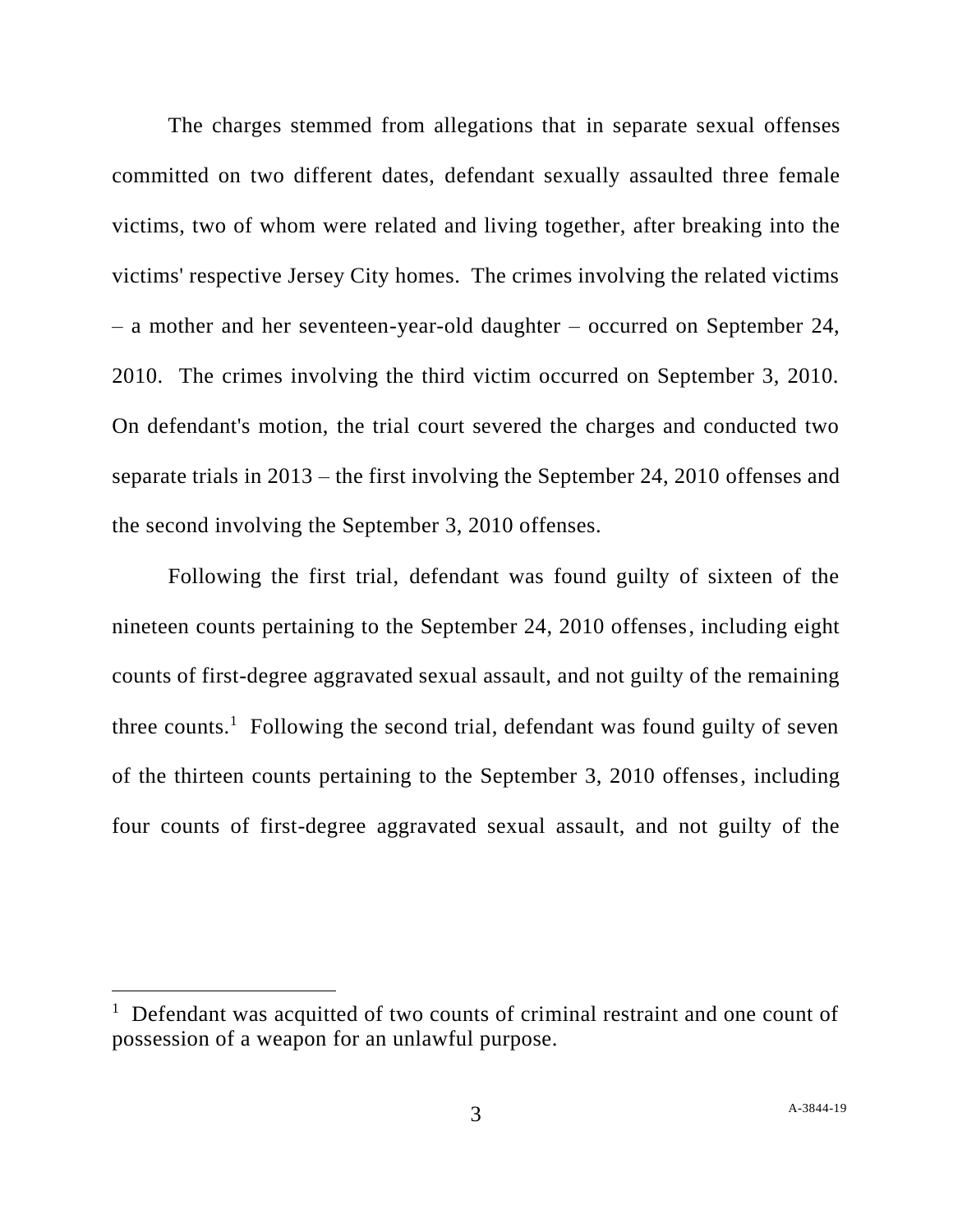The charges stemmed from allegations that in separate sexual offenses committed on two different dates, defendant sexually assaulted three female victims, two of whom were related and living together, after breaking into the victims' respective Jersey City homes. The crimes involving the related victims – a mother and her seventeen-year-old daughter – occurred on September 24, 2010. The crimes involving the third victim occurred on September 3, 2010. On defendant's motion, the trial court severed the charges and conducted two separate trials in 2013 – the first involving the September 24, 2010 offenses and the second involving the September 3, 2010 offenses.

Following the first trial, defendant was found guilty of sixteen of the nineteen counts pertaining to the September 24, 2010 offenses, including eight counts of first-degree aggravated sexual assault, and not guilty of the remaining three counts.[1] Following the second trial, defendant was found guilty of seven of the thirteen counts pertaining to the September 3, 2010 offenses, including four counts of first-degree aggravated sexual assault, and not guilty of the

[1] Defendant was acquitted of two counts of criminal restraint and one count of possession of a weapon for an unlawful purpose.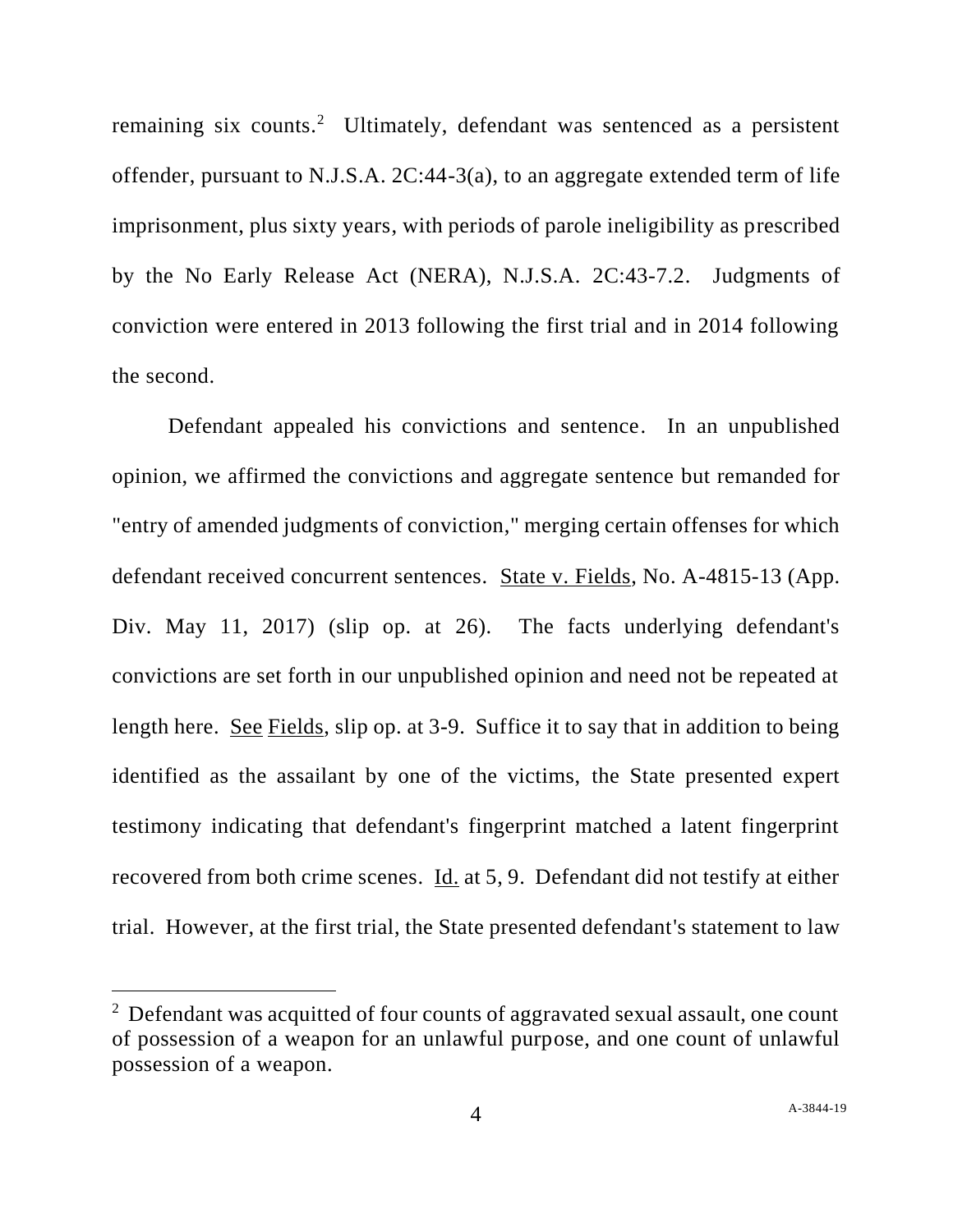remaining six counts.[2] Ultimately, defendant was sentenced as a persistent offender, pursuant to N.J.S.A. 2C:44-3(a), to an aggregate extended term of life imprisonment, plus sixty years, with periods of parole ineligibility as prescribed by the No Early Release Act (NERA), N.J.S.A. 2C:43-7.2. Judgments of conviction were entered in 2013 following the first trial and in 2014 following the second.

Defendant appealed his convictions and sentence. In an unpublished opinion, we affirmed the convictions and aggregate sentence but remanded for "entry of amended judgments of conviction," merging certain offenses for which defendant received concurrent sentences. State v. Fields, No. A-4815-13 (App. Div. May 11, 2017) (slip op. at 26). The facts underlying defendant's convictions are set forth in our unpublished opinion and need not be repeated at length here. See Fields, slip op. at 3-9. Suffice it to say that in addition to being identified as the assailant by one of the victims, the State presented expert testimony indicating that defendant's fingerprint matched a latent fingerprint recovered from both crime scenes. Id. at 5, 9. Defendant did not testify at either trial. However, at the first trial, the State presented defendant's statement to law

[2] Defendant was acquitted of four counts of aggravated sexual assault, one count of possession of a weapon for an unlawful purpose, and one count of unlawful possession of a weapon.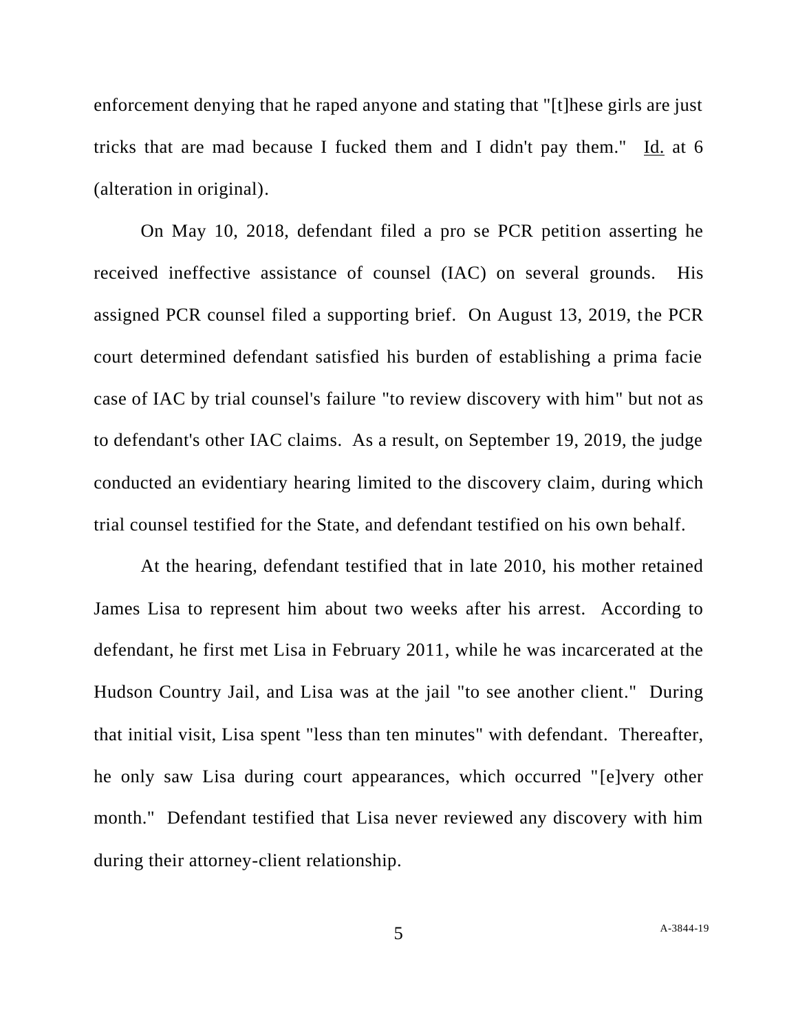enforcement denying that he raped anyone and stating that "[t]hese girls are just tricks that are mad because I fucked them and I didn't pay them." Id. at 6 (alteration in original).

On May 10, 2018, defendant filed a pro se PCR petition asserting he received ineffective assistance of counsel (IAC) on several grounds. His assigned PCR counsel filed a supporting brief. On August 13, 2019, the PCR court determined defendant satisfied his burden of establishing a prima facie case of IAC by trial counsel's failure "to review discovery with him" but not as to defendant's other IAC claims. As a result, on September 19, 2019, the judge conducted an evidentiary hearing limited to the discovery claim, during which trial counsel testified for the State, and defendant testified on his own behalf.

At the hearing, defendant testified that in late 2010, his mother retained James Lisa to represent him about two weeks after his arrest. According to defendant, he first met Lisa in February 2011, while he was incarcerated at the Hudson Country Jail, and Lisa was at the jail "to see another client." During that initial visit, Lisa spent "less than ten minutes" with defendant. Thereafter, he only saw Lisa during court appearances, which occurred "[e]very other month." Defendant testified that Lisa never reviewed any discovery with him during their attorney-client relationship.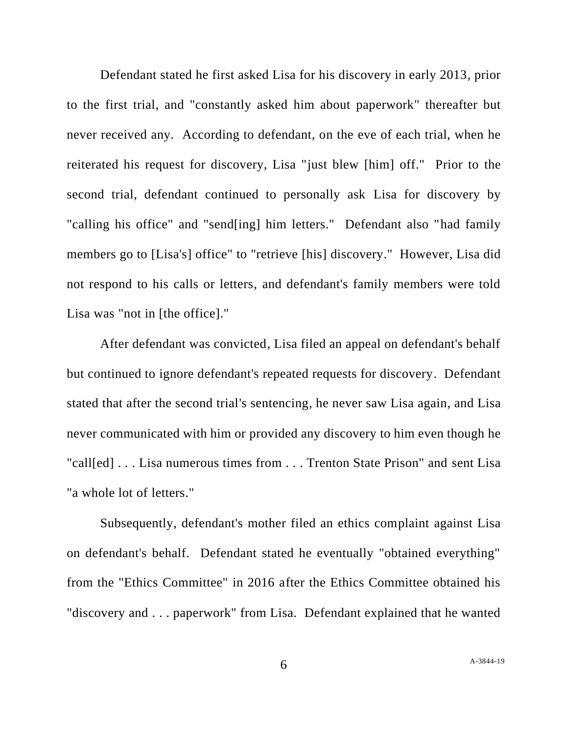Defendant stated he first asked Lisa for his discovery in early 2013, prior to the first trial, and "constantly asked him about paperwork" thereafter but never received any. According to defendant, on the eve of each trial, when he reiterated his request for discovery, Lisa "just blew [him] off." Prior to the second trial, defendant continued to personally ask Lisa for discovery by "calling his office" and "send[ing] him letters." Defendant also "had family members go to [Lisa's] office" to "retrieve [his] discovery." However, Lisa did not respond to his calls or letters, and defendant's family members were told Lisa was "not in [the office]."

After defendant was convicted, Lisa filed an appeal on defendant's behalf but continued to ignore defendant's repeated requests for discovery. Defendant stated that after the second trial's sentencing, he never saw Lisa again, and Lisa never communicated with him or provided any discovery to him even though he "call[ed] . . . Lisa numerous times from . . . Trenton State Prison" and sent Lisa "a whole lot of letters."

Subsequently, defendant's mother filed an ethics complaint against Lisa on defendant's behalf. Defendant stated he eventually "obtained everything" from the "Ethics Committee" in 2016 after the Ethics Committee obtained his "discovery and . . . paperwork" from Lisa. Defendant explained that he wanted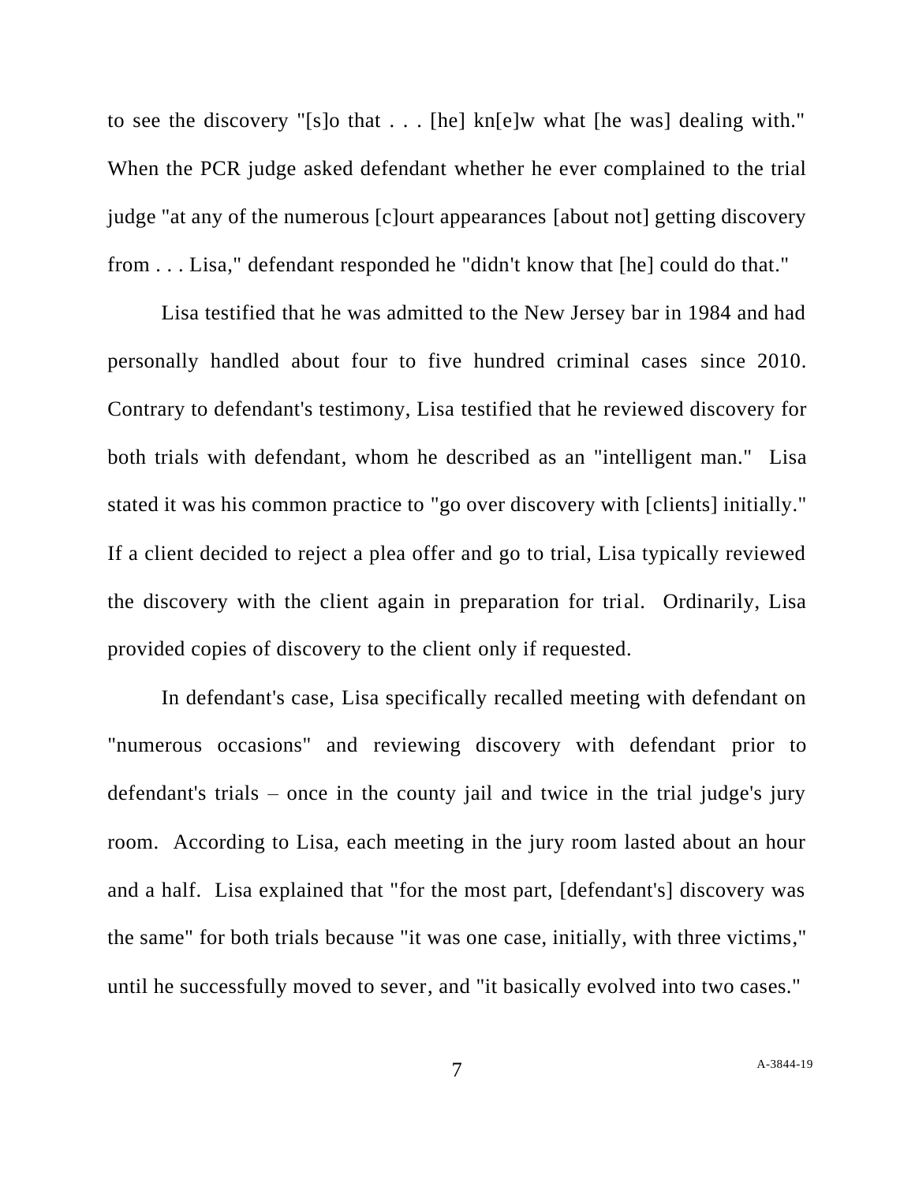to see the discovery "[s]o that . . . [he] kn[e]w what [he was] dealing with." When the PCR judge asked defendant whether he ever complained to the trial judge "at any of the numerous [c]ourt appearances [about not] getting discovery from . . . Lisa," defendant responded he "didn't know that [he] could do that."

Lisa testified that he was admitted to the New Jersey bar in 1984 and had personally handled about four to five hundred criminal cases since 2010. Contrary to defendant's testimony, Lisa testified that he reviewed discovery for both trials with defendant, whom he described as an "intelligent man." Lisa stated it was his common practice to "go over discovery with [clients] initially." If a client decided to reject a plea offer and go to trial, Lisa typically reviewed the discovery with the client again in preparation for trial. Ordinarily, Lisa provided copies of discovery to the client only if requested.

In defendant's case, Lisa specifically recalled meeting with defendant on "numerous occasions" and reviewing discovery with defendant prior to defendant's trials – once in the county jail and twice in the trial judge's jury room. According to Lisa, each meeting in the jury room lasted about an hour and a half. Lisa explained that "for the most part, [defendant's] discovery was the same" for both trials because "it was one case, initially, with three victims," until he successfully moved to sever, and "it basically evolved into two cases."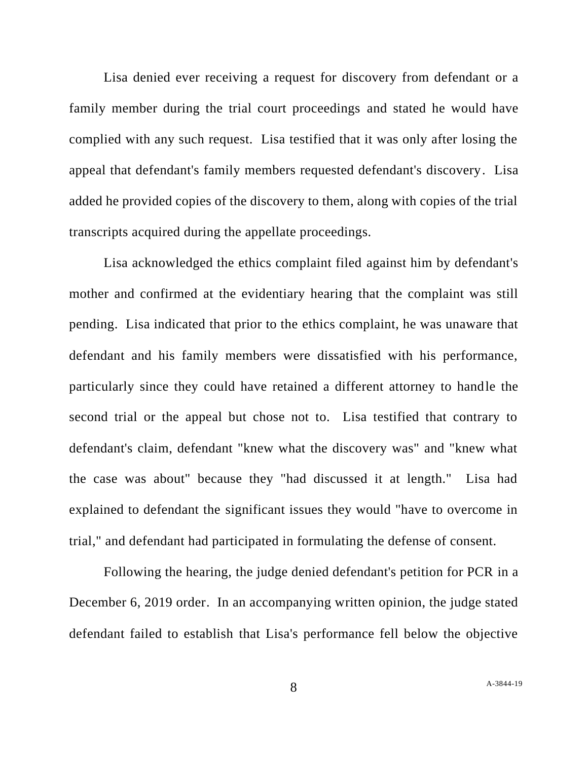Lisa denied ever receiving a request for discovery from defendant or a family member during the trial court proceedings and stated he would have complied with any such request. Lisa testified that it was only after losing the appeal that defendant's family members requested defendant's discovery. Lisa added he provided copies of the discovery to them, along with copies of the trial transcripts acquired during the appellate proceedings.

Lisa acknowledged the ethics complaint filed against him by defendant's mother and confirmed at the evidentiary hearing that the complaint was still pending. Lisa indicated that prior to the ethics complaint, he was unaware that defendant and his family members were dissatisfied with his performance, particularly since they could have retained a different attorney to handle the second trial or the appeal but chose not to. Lisa testified that contrary to defendant's claim, defendant "knew what the discovery was" and "knew what the case was about" because they "had discussed it at length." Lisa had explained to defendant the significant issues they would "have to overcome in trial," and defendant had participated in formulating the defense of consent.

Following the hearing, the judge denied defendant's petition for PCR in a December 6, 2019 order. In an accompanying written opinion, the judge stated defendant failed to establish that Lisa's performance fell below the objective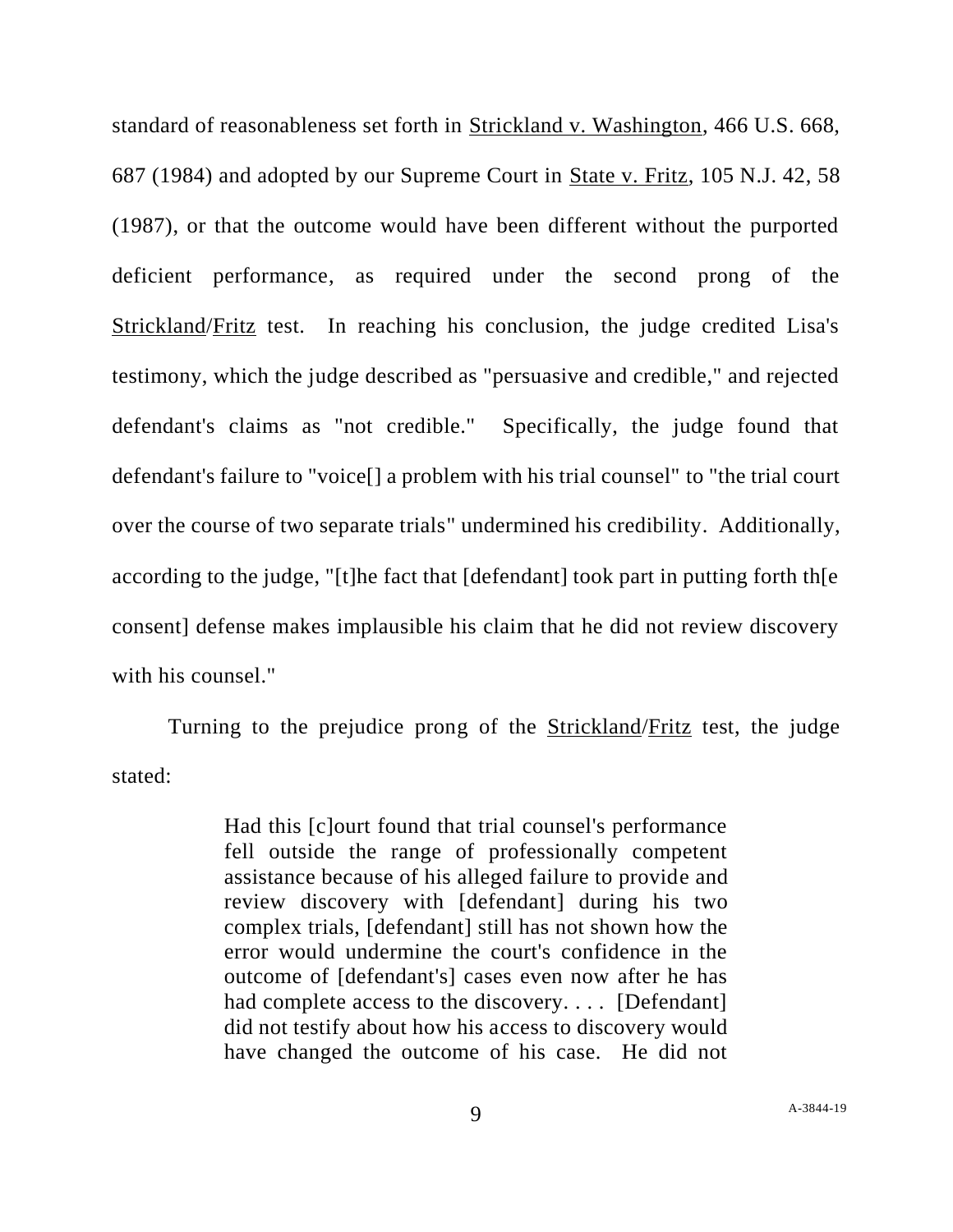standard of reasonableness set forth in <u>Strickland v. Washington</u>, 466 U.S. 668, 687 (1984) and adopted by our Supreme Court in <u>State v. Fritz</u>, 105 N.J. 42, 58 (1987), or that the outcome would have been different without the purported deficient performance, as required under the second prong of the <u>Strickland</u>/<u>Fritz</u> test. In reaching his conclusion, the judge credited Lisa's testimony, which the judge described as "persuasive and credible," and rejected defendant's claims as "not credible." Specifically, the judge found that defendant's failure to "voice[] a problem with his trial counsel" to "the trial court over the course of two separate trials" undermined his credibility. Additionally, according to the judge, "[t]he fact that [defendant] took part in putting forth th[e consent] defense makes implausible his claim that he did not review discovery with his counsel."

Turning to the prejudice prong of the <u>Strickland</u>/<u>Fritz</u> test, the judge stated:

> Had this [c]ourt found that trial counsel's performance fell outside the range of professionally competent assistance because of his alleged failure to provide and review discovery with [defendant] during his two complex trials, [defendant] still has not shown how the error would undermine the court's confidence in the outcome of [defendant's] cases even now after he has had complete access to the discovery. . . . [Defendant] did not testify about how his access to discovery would have changed the outcome of his case. He did not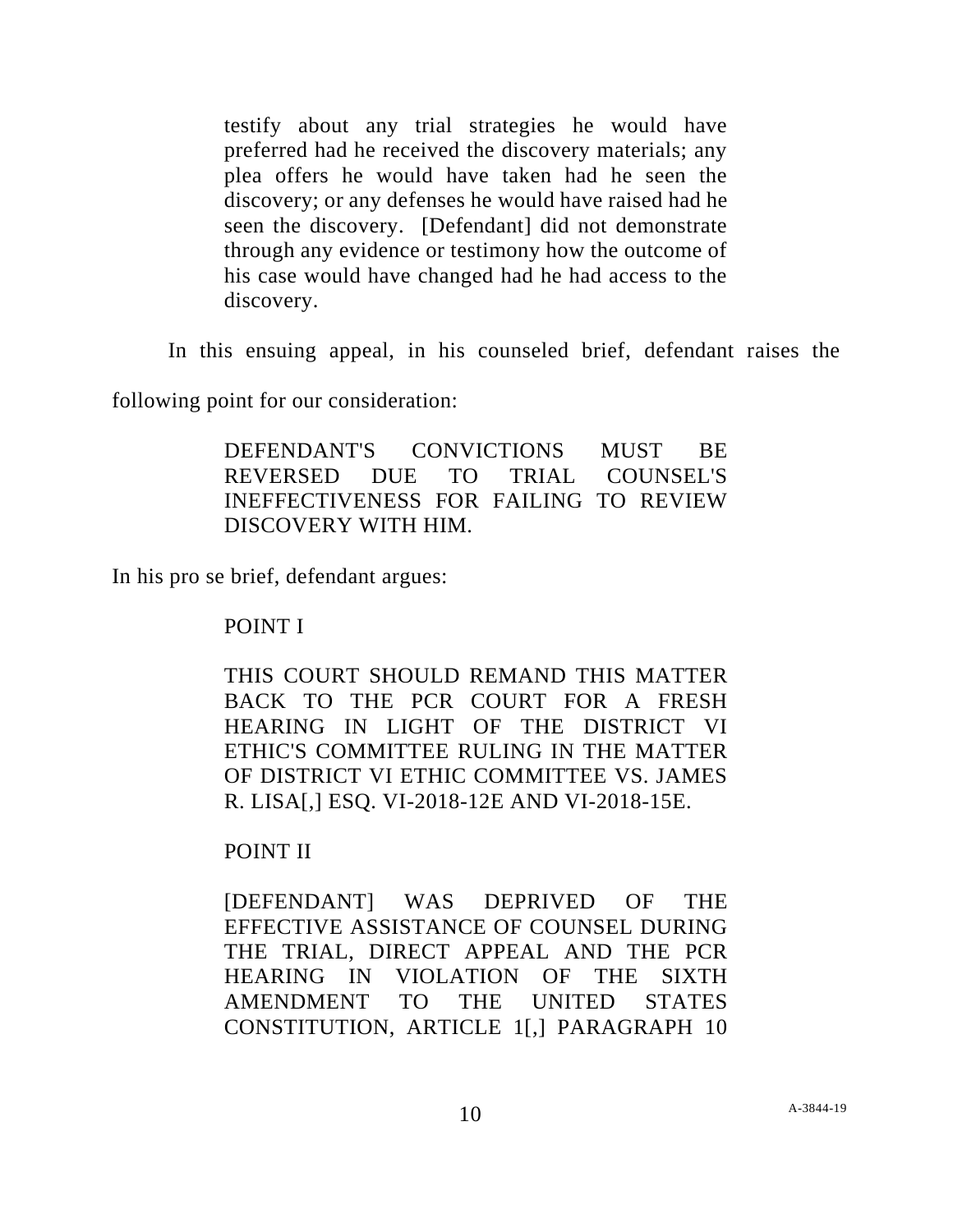> testify about any trial strategies he would have preferred had he received the discovery materials; any plea offers he would have taken had he seen the discovery; or any defenses he would have raised had he seen the discovery. [Defendant] did not demonstrate through any evidence or testimony how the outcome of his case would have changed had he had access to the discovery.

In this ensuing appeal, in his counseled brief, defendant raises the following point for our consideration:

> DEFENDANT'S CONVICTIONS MUST BE REVERSED DUE TO TRIAL COUNSEL'S INEFFECTIVENESS FOR FAILING TO REVIEW DISCOVERY WITH HIM.

In his pro se brief, defendant argues:

> POINT I
>
> THIS COURT SHOULD REMAND THIS MATTER BACK TO THE PCR COURT FOR A FRESH HEARING IN LIGHT OF THE DISTRICT VI ETHIC'S COMMITTEE RULING IN THE MATTER OF DISTRICT VI ETHIC COMMITTEE VS. JAMES R. LISA[,] ESQ. VI-2018-12E AND VI-2018-15E.
>
> POINT II
>
> [DEFENDANT] WAS DEPRIVED OF THE EFFECTIVE ASSISTANCE OF COUNSEL DURING THE TRIAL, DIRECT APPEAL AND THE PCR HEARING IN VIOLATION OF THE SIXTH AMENDMENT TO THE UNITED STATES CONSTITUTION, ARTICLE 1[,] PARAGRAPH 10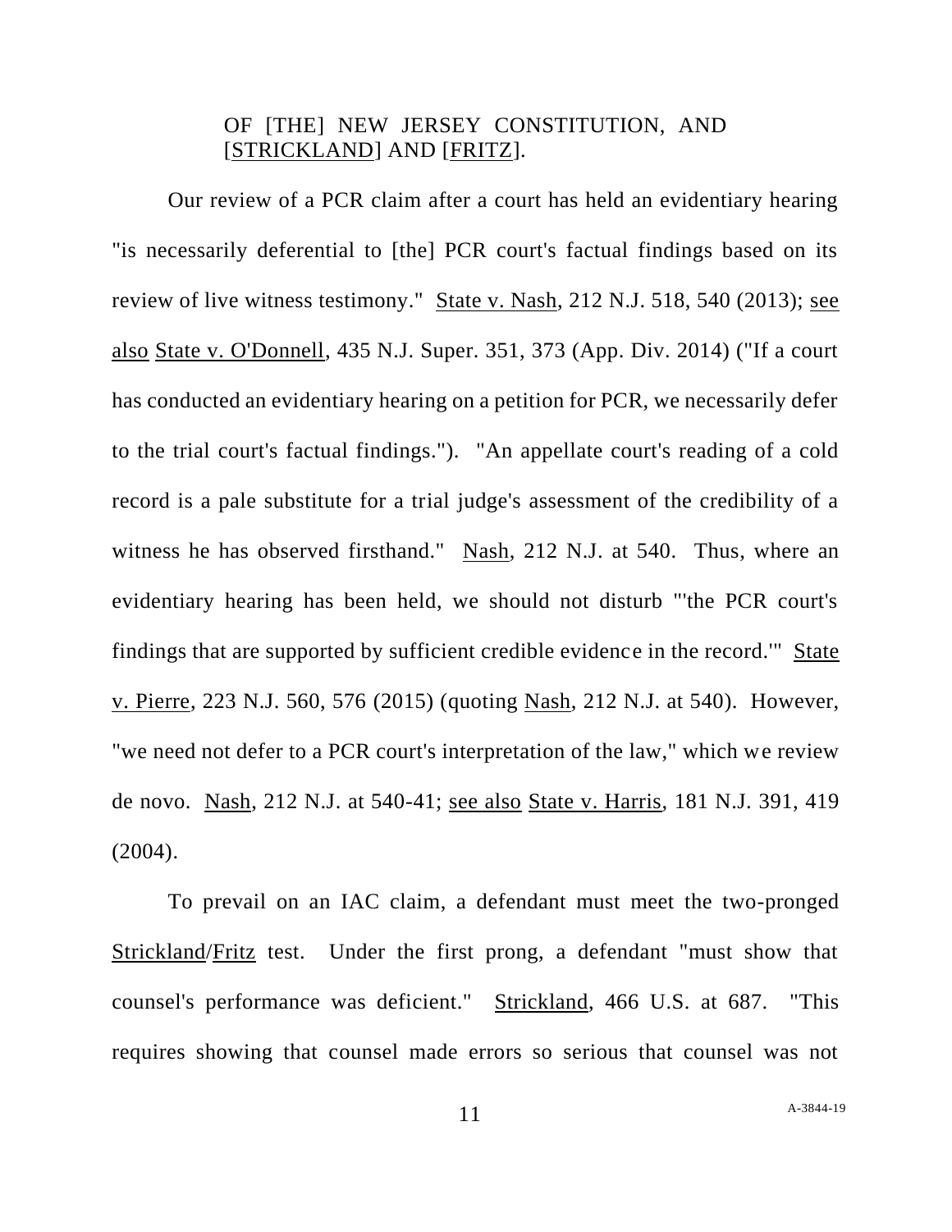OF [THE] NEW JERSEY CONSTITUTION, AND [STRICKLAND] AND [FRITZ].

Our review of a PCR claim after a court has held an evidentiary hearing "is necessarily deferential to [the] PCR court's factual findings based on its review of live witness testimony." State v. Nash, 212 N.J. 518, 540 (2013); see also State v. O'Donnell, 435 N.J. Super. 351, 373 (App. Div. 2014) ("If a court has conducted an evidentiary hearing on a petition for PCR, we necessarily defer to the trial court's factual findings."). "An appellate court's reading of a cold record is a pale substitute for a trial judge's assessment of the credibility of a witness he has observed firsthand." Nash, 212 N.J. at 540. Thus, where an evidentiary hearing has been held, we should not disturb "'the PCR court's findings that are supported by sufficient credible evidence in the record.'" State v. Pierre, 223 N.J. 560, 576 (2015) (quoting Nash, 212 N.J. at 540). However, "we need not defer to a PCR court's interpretation of the law," which we review de novo. Nash, 212 N.J. at 540-41; see also State v. Harris, 181 N.J. 391, 419 (2004).

To prevail on an IAC claim, a defendant must meet the two-pronged Strickland/Fritz test. Under the first prong, a defendant "must show that counsel's performance was deficient." Strickland, 466 U.S. at 687. "This requires showing that counsel made errors so serious that counsel was not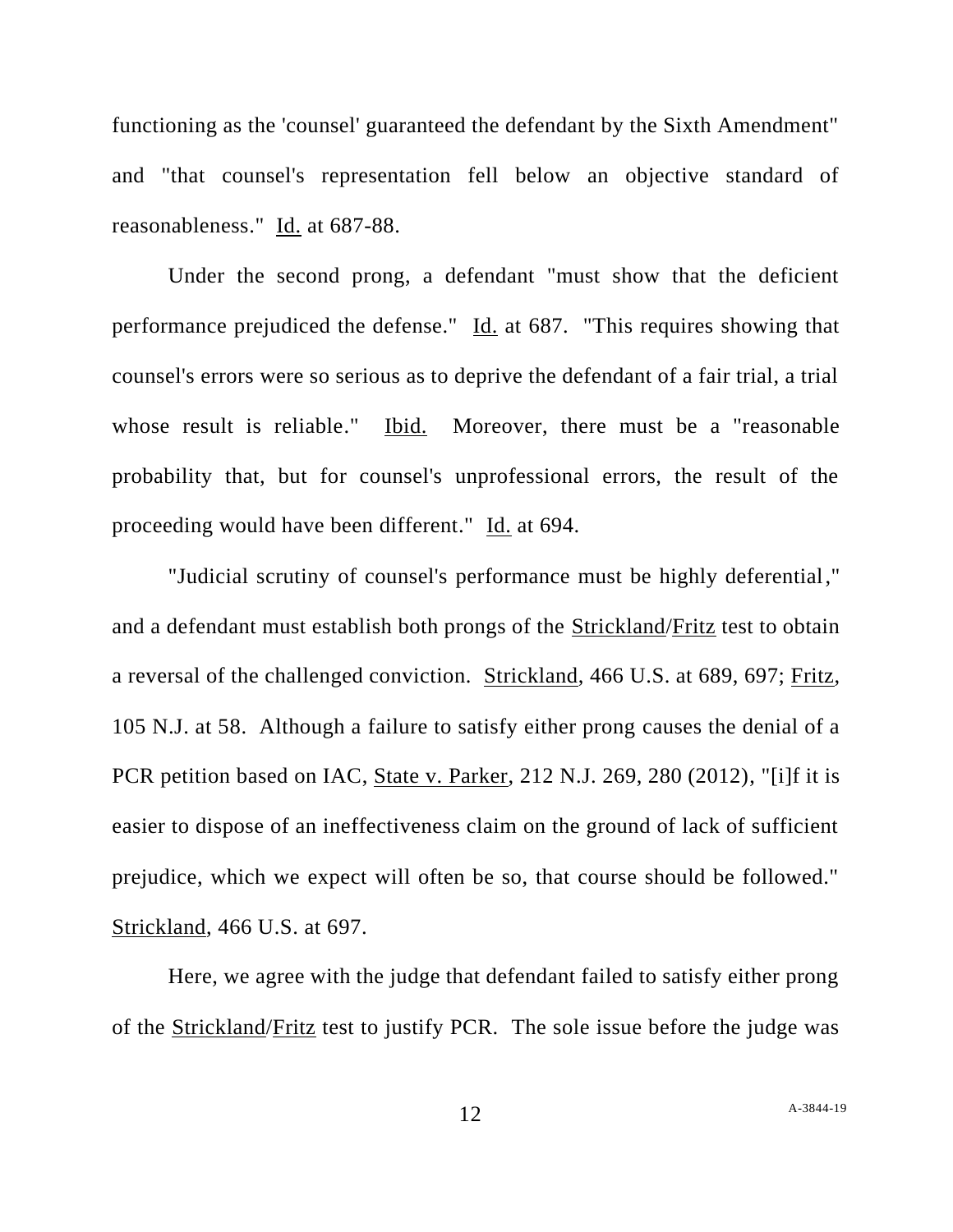functioning as the 'counsel' guaranteed the defendant by the Sixth Amendment" and "that counsel's representation fell below an objective standard of reasonableness." Id. at 687-88.

Under the second prong, a defendant "must show that the deficient performance prejudiced the defense." Id. at 687. "This requires showing that counsel's errors were so serious as to deprive the defendant of a fair trial, a trial whose result is reliable." Ibid. Moreover, there must be a "reasonable probability that, but for counsel's unprofessional errors, the result of the proceeding would have been different." Id. at 694.

"Judicial scrutiny of counsel's performance must be highly deferential," and a defendant must establish both prongs of the Strickland/Fritz test to obtain a reversal of the challenged conviction. Strickland, 466 U.S. at 689, 697; Fritz, 105 N.J. at 58. Although a failure to satisfy either prong causes the denial of a PCR petition based on IAC, State v. Parker, 212 N.J. 269, 280 (2012), "[i]f it is easier to dispose of an ineffectiveness claim on the ground of lack of sufficient prejudice, which we expect will often be so, that course should be followed." Strickland, 466 U.S. at 697.

Here, we agree with the judge that defendant failed to satisfy either prong of the Strickland/Fritz test to justify PCR. The sole issue before the judge was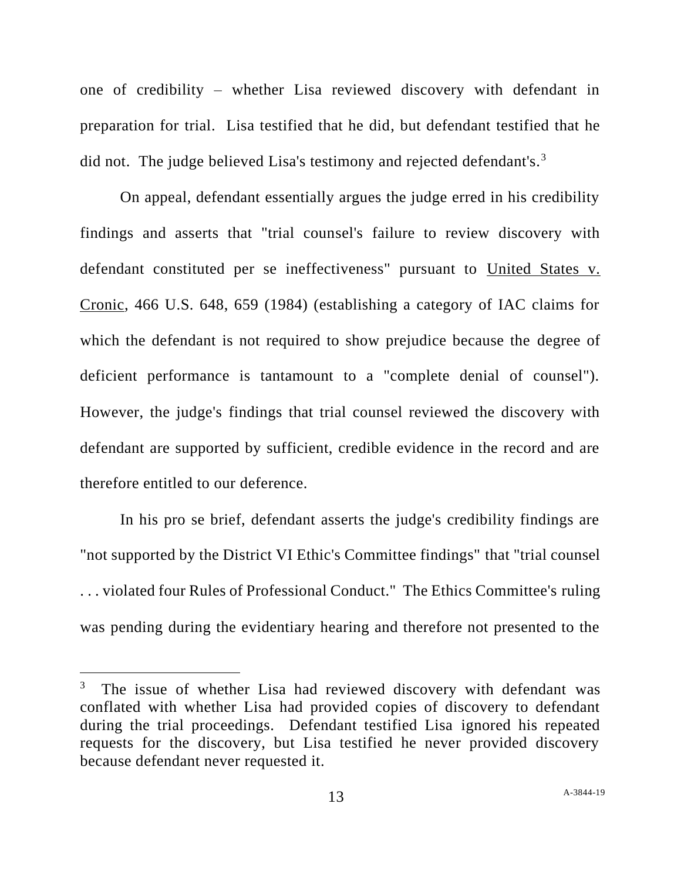one of credibility – whether Lisa reviewed discovery with defendant in preparation for trial. Lisa testified that he did, but defendant testified that he did not. The judge believed Lisa's testimony and rejected defendant's.[3]

On appeal, defendant essentially argues the judge erred in his credibility findings and asserts that "trial counsel's failure to review discovery with defendant constituted per se ineffectiveness" pursuant to United States v. Cronic, 466 U.S. 648, 659 (1984) (establishing a category of IAC claims for which the defendant is not required to show prejudice because the degree of deficient performance is tantamount to a "complete denial of counsel"). However, the judge's findings that trial counsel reviewed the discovery with defendant are supported by sufficient, credible evidence in the record and are therefore entitled to our deference.

In his pro se brief, defendant asserts the judge's credibility findings are "not supported by the District VI Ethic's Committee findings" that "trial counsel . . . violated four Rules of Professional Conduct." The Ethics Committee's ruling was pending during the evidentiary hearing and therefore not presented to the

---

[3] The issue of whether Lisa had reviewed discovery with defendant was conflated with whether Lisa had provided copies of discovery to defendant during the trial proceedings. Defendant testified Lisa ignored his repeated requests for the discovery, but Lisa testified he never provided discovery because defendant never requested it.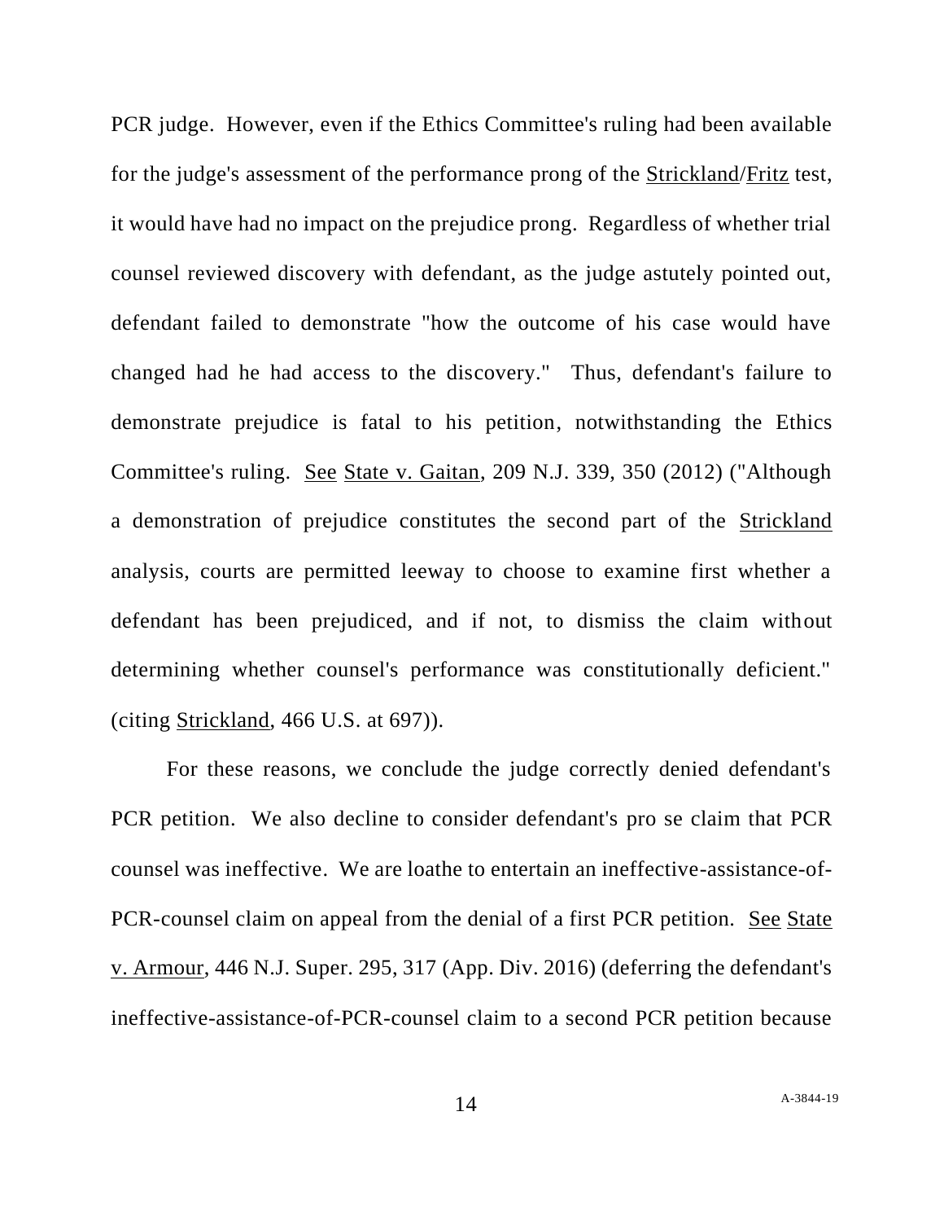PCR judge. However, even if the Ethics Committee's ruling had been available for the judge's assessment of the performance prong of the Strickland/Fritz test, it would have had no impact on the prejudice prong. Regardless of whether trial counsel reviewed discovery with defendant, as the judge astutely pointed out, defendant failed to demonstrate "how the outcome of his case would have changed had he had access to the discovery." Thus, defendant's failure to demonstrate prejudice is fatal to his petition, notwithstanding the Ethics Committee's ruling. See State v. Gaitan, 209 N.J. 339, 350 (2012) ("Although a demonstration of prejudice constitutes the second part of the Strickland analysis, courts are permitted leeway to choose to examine first whether a defendant has been prejudiced, and if not, to dismiss the claim without determining whether counsel's performance was constitutionally deficient." (citing Strickland, 466 U.S. at 697)).

For these reasons, we conclude the judge correctly denied defendant's PCR petition. We also decline to consider defendant's pro se claim that PCR counsel was ineffective. We are loathe to entertain an ineffective-assistance-of-PCR-counsel claim on appeal from the denial of a first PCR petition. See State v. Armour, 446 N.J. Super. 295, 317 (App. Div. 2016) (deferring the defendant's ineffective-assistance-of-PCR-counsel claim to a second PCR petition because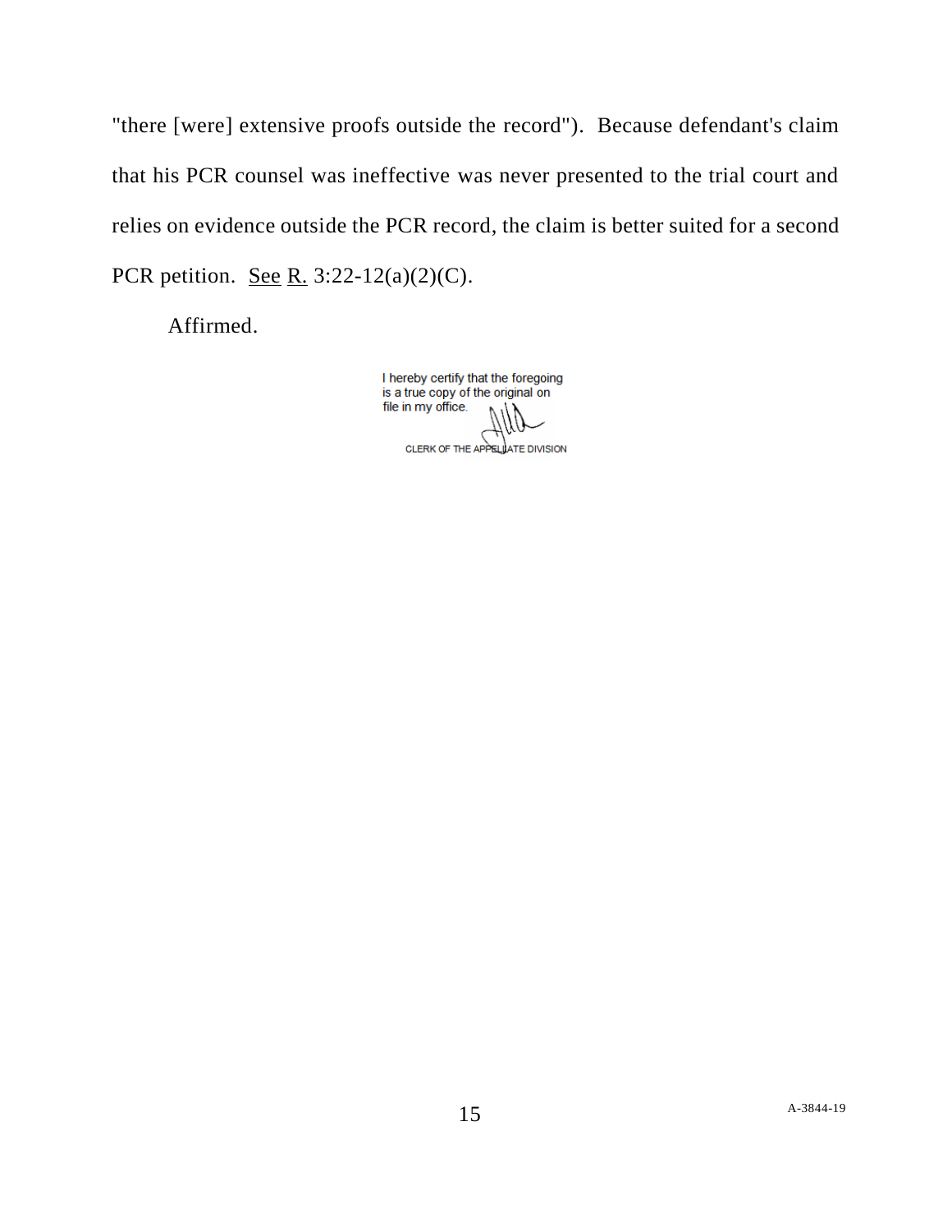"there [were] extensive proofs outside the record"). Because defendant's claim that his PCR counsel was ineffective was never presented to the trial court and relies on evidence outside the PCR record, the claim is better suited for a second PCR petition. See R. 3:22-12(a)(2)(C).

Affirmed.

I hereby certify that the foregoing is a true copy of the original on file in my office.

CLERK OF THE APPELLATE DIVISION